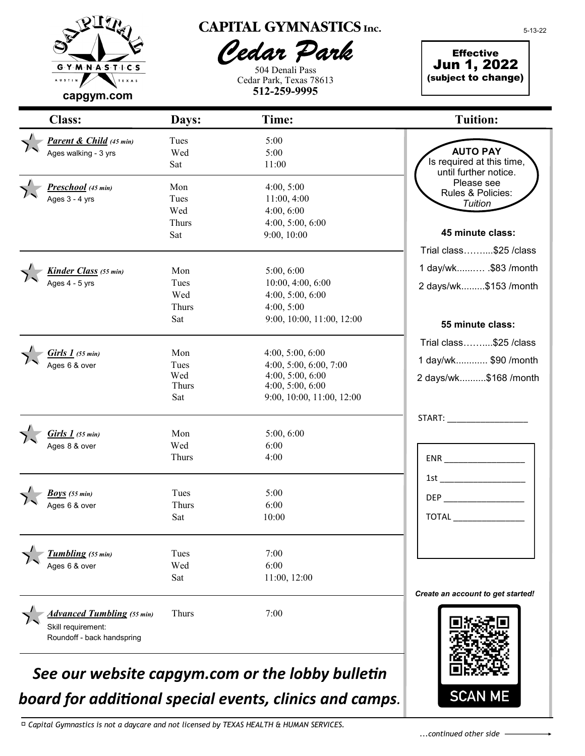# CAPITAL GYMNASTICS Inc.

## Cedar Park

504 Denali Pass
Cedar Park, Texas 78613
**512-259-9995**

capgym.com

5-13-22

**Effective Jun 1, 2022 (subject to change)**

| Class: | Days: | Time: |
|---|---|---|
| ***Parent & Child*** *(45 min)* Ages walking - 3 yrs | Tues | 5:00 |
| | Wed | 5:00 |
| | Sat | 11:00 |
| ***Preschool*** *(45 min)* Ages 3 - 4 yrs | Mon | 4:00, 5:00 |
| | Tues | 11:00, 4:00 |
| | Wed | 4:00, 6:00 |
| | Thurs | 4:00, 5:00, 6:00 |
| | Sat | 9:00, 10:00 |
| ***Kinder Class*** *(55 min)* Ages 4 - 5 yrs | Mon | 5:00, 6:00 |
| | Tues | 10:00, 4:00, 6:00 |
| | Wed | 4:00, 5:00, 6:00 |
| | Thurs | 4:00, 5:00 |
| | Sat | 9:00, 10:00, 11:00, 12:00 |
| ***Girls 1*** *(55 min)* Ages 6 & over | Mon | 4:00, 5:00, 6:00 |
| | Tues | 4:00, 5:00, 6:00, 7:00 |
| | Wed | 4:00, 5:00, 6:00 |
| | Thurs | 4:00, 5:00, 6:00 |
| | Sat | 9:00, 10:00, 11:00, 12:00 |
| ***Girls 1*** *(55 min)* Ages 8 & over | Mon | 5:00, 6:00 |
| | Wed | 6:00 |
| | Thurs | 4:00 |
| ***Boys*** *(55 min)* Ages 6 & over | Tues | 5:00 |
| | Thurs | 6:00 |
| | Sat | 10:00 |
| ***Tumbling*** *(55 min)* Ages 6 & over | Tues | 7:00 |
| | Wed | 6:00 |
| | Sat | 11:00, 12:00 |
| ***Advanced Tumbling*** *(55 min)* Skill requirement: Roundoff - back handspring | Thurs | 7:00 |

## Tuition:

**AUTO PAY** Is required at this time, until further notice. Please see Rules & Policies: *Tuition*

**45 minute class:**

Trial class……....$25 /class
1 day/wk......… .$83 /month
2 days/wk.........$153 /month

**55 minute class:**

Trial class……....$25 /class
1 day/wk............ $90 /month
2 days/wk..........$168 /month

START: ________________

ENR ________________
1st ________________
DEP ________________
TOTAL ______________

***Create an account to get started!***

SCAN ME

## *See our website capgym.com or the lobby bulletin board for additional special events, clinics and camps.*

*Capital Gymnastics is not a daycare and not licensed by TEXAS HEALTH & HUMAN SERVICES.*

*...continued other side*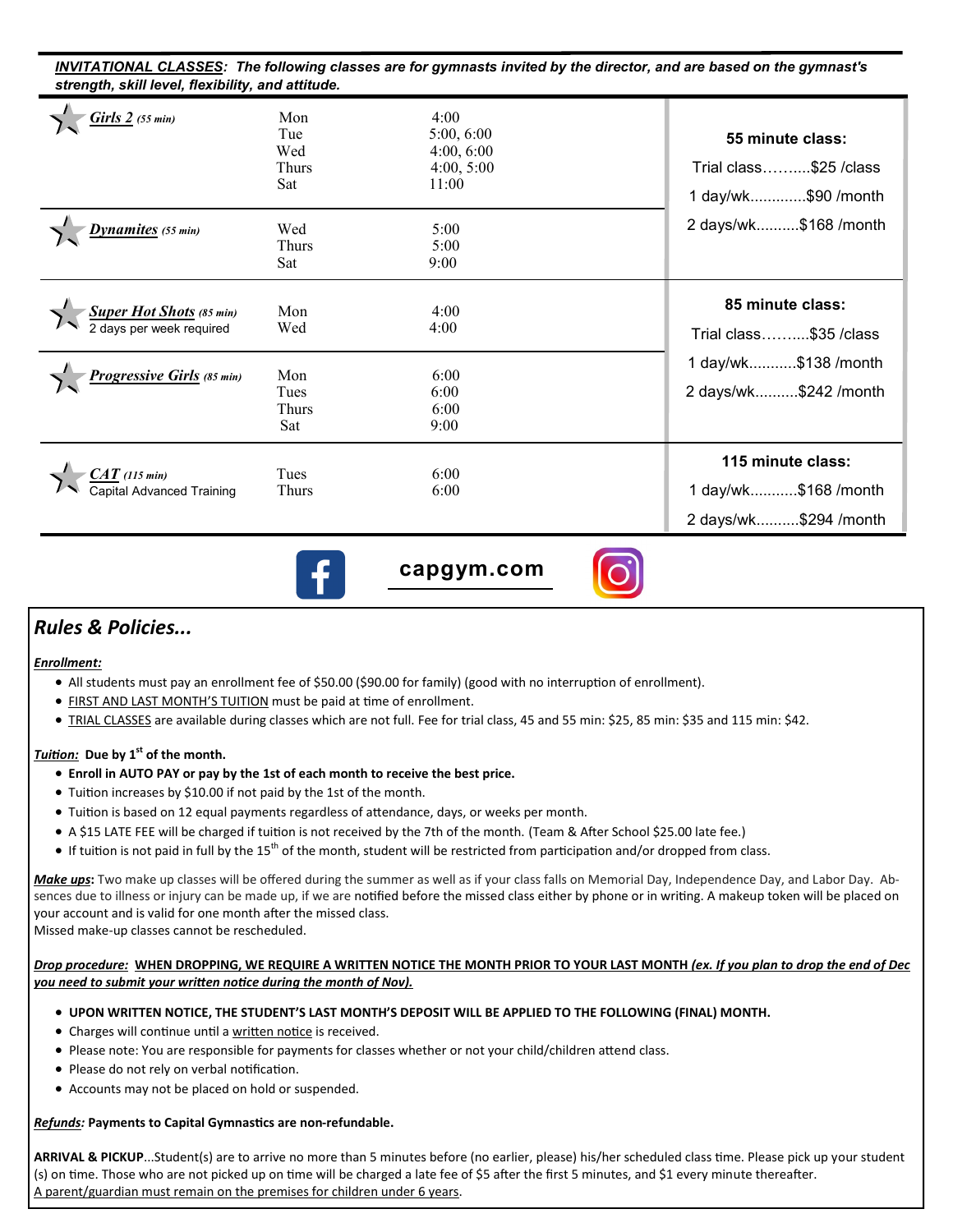***INVITATIONAL CLASSES**: The following classes are for gymnasts invited by the director, and are based on the gymnast's strength, skill level, flexibility, and attitude.*

| | | | |
|---|---|---|---|
| ***Girls 2*** *(55 min)* | Mon<br>Tue<br>Wed<br>Thurs<br>Sat | 4:00<br>5:00, 6:00<br>4:00, 6:00<br>4:00, 5:00<br>11:00 | **55 minute class:**<br>Trial class……....$25 /class<br>1 day/wk.............$90 /month<br>2 days/wk..........$168 /month |
| ***Dynamites*** *(55 min)* | Wed<br>Thurs<br>Sat | 5:00<br>5:00<br>9:00 | |
| ***Super Hot Shots*** *(85 min)*<br>2 days per week required | Mon<br>Wed | 4:00<br>4:00 | **85 minute class:**<br>Trial class……....$35 /class<br>1 day/wk...........$138 /month<br>2 days/wk..........$242 /month |
| ***Progressive Girls*** *(85 min)* | Mon<br>Tues<br>Thurs<br>Sat | 6:00<br>6:00<br>6:00<br>9:00 | |
| ***CAT*** *(115 min)*<br>Capital Advanced Training | Tues<br>Thurs | 6:00<br>6:00 | **115 minute class:**<br>1 day/wk...........$168 /month<br>2 days/wk..........$294 /month |

**capgym.com**

## *Rules & Policies...*

***Enrollment:***

- All students must pay an enrollment fee of $50.00 ($90.00 for family) (good with no interruption of enrollment).
- FIRST AND LAST MONTH'S TUITION must be paid at time of enrollment.
- TRIAL CLASSES are available during classes which are not full. Fee for trial class, 45 and 55 min: $25, 85 min: $35 and 115 min: $42.

***Tuition:*** **Due by 1st of the month.**

- **Enroll in AUTO PAY or pay by the 1st of each month to receive the best price.**
- Tuition increases by $10.00 if not paid by the 1st of the month.
- Tuition is based on 12 equal payments regardless of attendance, days, or weeks per month.
- A $15 LATE FEE will be charged if tuition is not received by the 7th of the month. (Team & After School $25.00 late fee.)
- If tuition is not paid in full by the 15th of the month, student will be restricted from participation and/or dropped from class.

***Make ups*:** Two make up classes will be offered during the summer as well as if your class falls on Memorial Day, Independence Day, and Labor Day. Absences due to illness or injury can be made up, if we are notified before the missed class either by phone or in writing. A makeup token will be placed on your account and is valid for one month after the missed class.
Missed make-up classes cannot be rescheduled.

***Drop procedure:*** **WHEN DROPPING, WE REQUIRE A WRITTEN NOTICE THE MONTH PRIOR TO YOUR LAST MONTH** ***(ex. If you plan to drop the end of Dec you need to submit your written notice during the month of Nov).***

- **UPON WRITTEN NOTICE, THE STUDENT'S LAST MONTH'S DEPOSIT WILL BE APPLIED TO THE FOLLOWING (FINAL) MONTH.**
- Charges will continue until a written notice is received.
- Please note: You are responsible for payments for classes whether or not your child/children attend class.
- Please do not rely on verbal notification.
- Accounts may not be placed on hold or suspended.

***Refunds:*** **Payments to Capital Gymnastics are non-refundable.**

**ARRIVAL & PICKUP**...Student(s) are to arrive no more than 5 minutes before (no earlier, please) his/her scheduled class time. Please pick up your student (s) on time. Those who are not picked up on time will be charged a late fee of $5 after the first 5 minutes, and $1 every minute thereafter.
A parent/guardian must remain on the premises for children under 6 years.